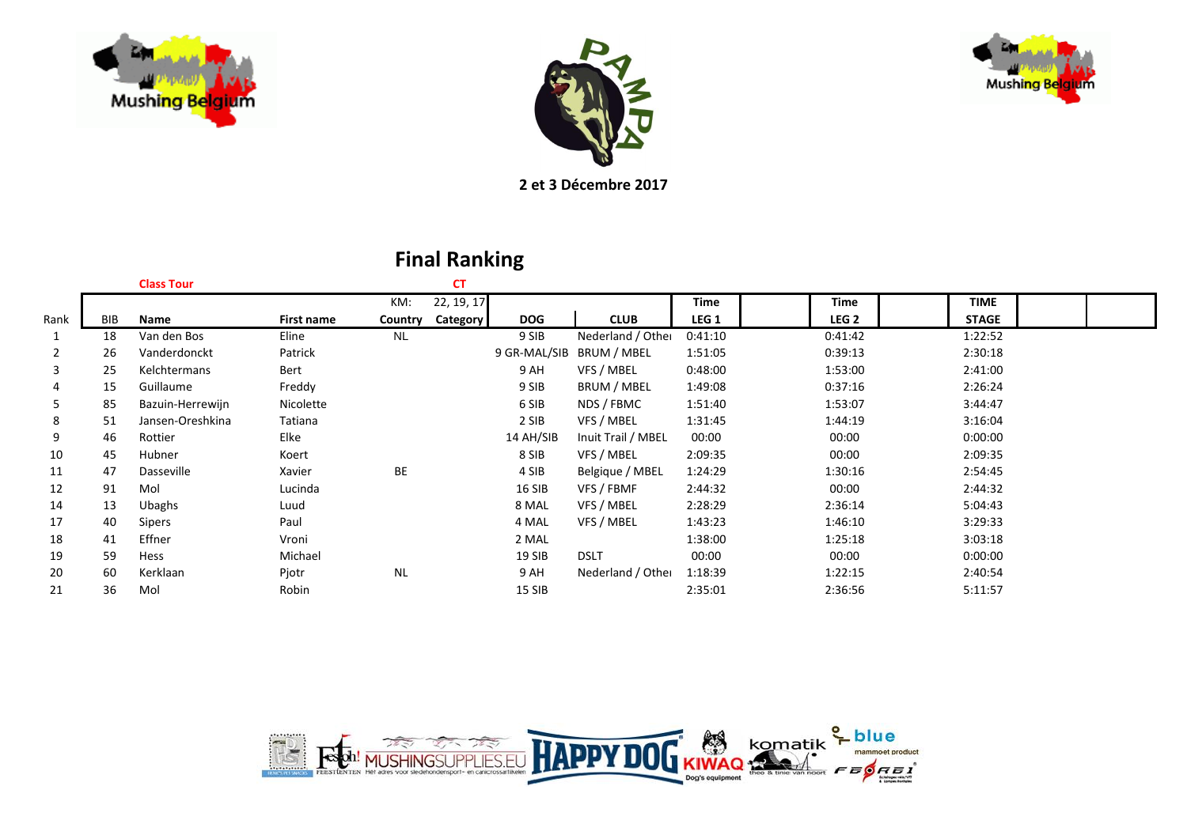2 et 3 Décembre 2017

# Final Ranking

**Class Tour** **CT**

| Rank | BIB | Name | First name | KM: Country | 22, 19, 17 Category | DOG | CLUB | Time LEG 1 | | Time LEG 2 | | TIME STAGE | | |
|---|---|---|---|---|---|---|---|---|---|---|---|---|---|---|
| 1 | 18 | Van den Bos | Eline | NL | | 9 SIB | Nederland / Other | 0:41:10 | | 0:41:42 | | 1:22:52 | | |
| 2 | 26 | Vanderdonckt | Patrick | | | 9 GR-MAL/SIB | BRUM / MBEL | 1:51:05 | | 0:39:13 | | 2:30:18 | | |
| 3 | 25 | Kelchtermans | Bert | | | 9 AH | VFS / MBEL | 0:48:00 | | 1:53:00 | | 2:41:00 | | |
| 4 | 15 | Guillaume | Freddy | | | 9 SIB | BRUM / MBEL | 1:49:08 | | 0:37:16 | | 2:26:24 | | |
| 5 | 85 | Bazuin-Herrewijn | Nicolette | | | 6 SIB | NDS / FBMC | 1:51:40 | | 1:53:07 | | 3:44:47 | | |
| 8 | 51 | Jansen-Oreshkina | Tatiana | | | 2 SIB | VFS / MBEL | 1:31:45 | | 1:44:19 | | 3:16:04 | | |
| 9 | 46 | Rottier | Elke | | | 14 AH/SIB | Inuit Trail / MBEL | 00:00 | | 00:00 | | 0:00:00 | | |
| 10 | 45 | Hubner | Koert | | | 8 SIB | VFS / MBEL | 2:09:35 | | 00:00 | | 2:09:35 | | |
| 11 | 47 | Dasseville | Xavier | BE | | 4 SIB | Belgique / MBEL | 1:24:29 | | 1:30:16 | | 2:54:45 | | |
| 12 | 91 | Mol | Lucinda | | | 16 SIB | VFS / FBMF | 2:44:32 | | 00:00 | | 2:44:32 | | |
| 14 | 13 | Ubaghs | Luud | | | 8 MAL | VFS / MBEL | 2:28:29 | | 2:36:14 | | 5:04:43 | | |
| 17 | 40 | Sipers | Paul | | | 4 MAL | VFS / MBEL | 1:43:23 | | 1:46:10 | | 3:29:33 | | |
| 18 | 41 | Effner | Vroni | | | 2 MAL | | 1:38:00 | | 1:25:18 | | 3:03:18 | | |
| 19 | 59 | Hess | Michael | | | 19 SIB | DSLT | 00:00 | | 00:00 | | 0:00:00 | | |
| 20 | 60 | Kerklaan | Pjotr | NL | | 9 AH | Nederland / Other | 1:18:39 | | 1:22:15 | | 2:40:54 | | |
| 21 | 36 | Mol | Robin | | | 15 SIB | | 2:35:01 | | 2:36:56 | | 5:11:57 | | |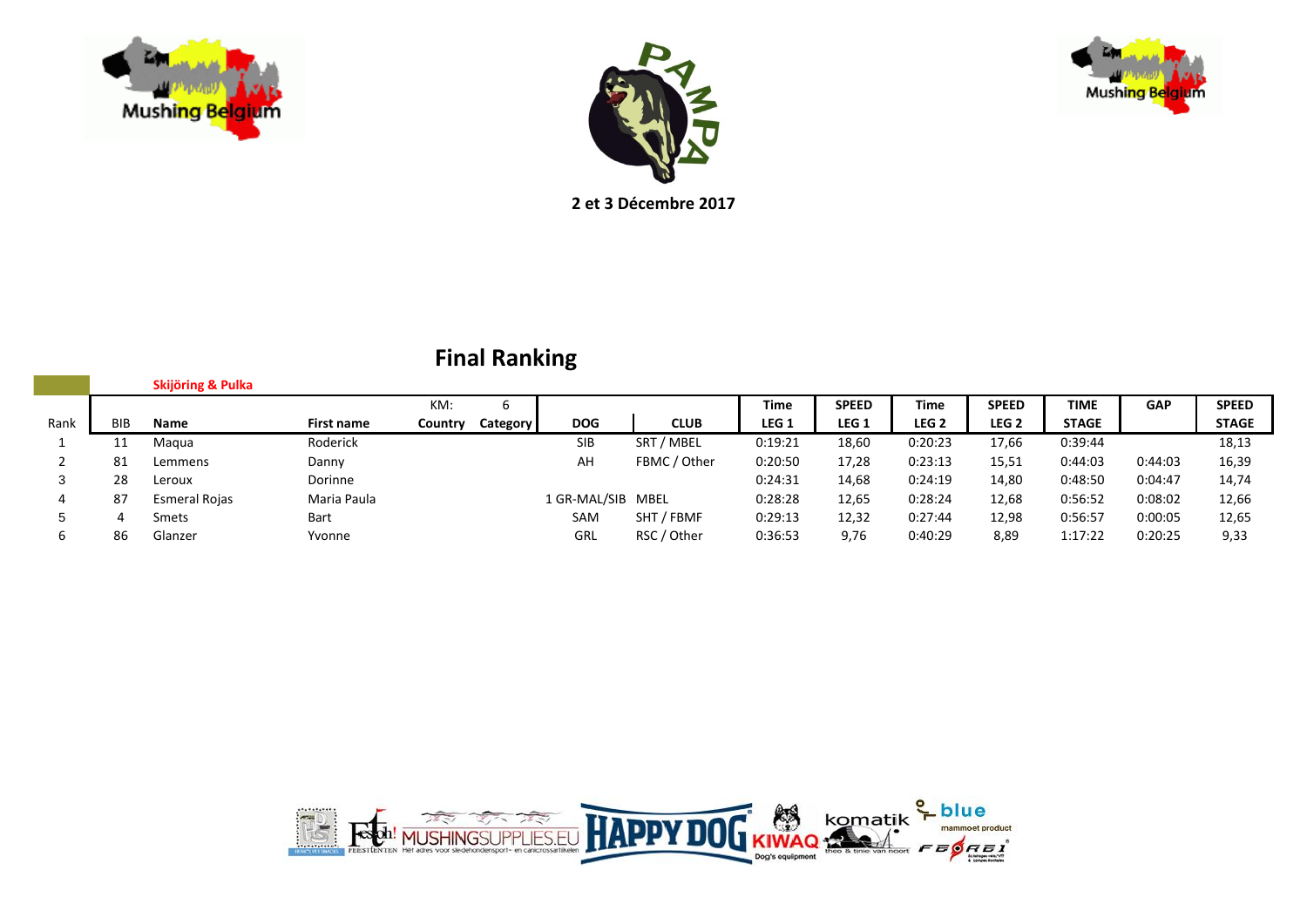2 et 3 Décembre 2017

## Final Ranking

**Skijöring & Pulka**

| Rank | BIB | Name | First name | KM: Country | 6 Category | DOG | CLUB | Time LEG 1 | SPEED LEG 1 | Time LEG 2 | SPEED LEG 2 | TIME STAGE | GAP | SPEED STAGE |
|---|---|---|---|---|---|---|---|---|---|---|---|---|---|---|
| 1 | 11 | Maqua | Roderick | | | SIB | SRT / MBEL | 0:19:21 | 18,60 | 0:20:23 | 17,66 | 0:39:44 | | 18,13 |
| 2 | 81 | Lemmens | Danny | | | AH | FBMC / Other | 0:20:50 | 17,28 | 0:23:13 | 15,51 | 0:44:03 | 0:44:03 | 16,39 |
| 3 | 28 | Leroux | Dorinne | | | | | 0:24:31 | 14,68 | 0:24:19 | 14,80 | 0:48:50 | 0:04:47 | 14,74 |
| 4 | 87 | Esmeral Rojas | Maria Paula | | | 1 GR-MAL/SIB | MBEL | 0:28:28 | 12,65 | 0:28:24 | 12,68 | 0:56:52 | 0:08:02 | 12,66 |
| 5 | 4 | Smets | Bart | | | SAM | SHT / FBMF | 0:29:13 | 12,32 | 0:27:44 | 12,98 | 0:56:57 | 0:00:05 | 12,65 |
| 6 | 86 | Glanzer | Yvonne | | | GRL | RSC / Other | 0:36:53 | 9,76 | 0:40:29 | 8,89 | 1:17:22 | 0:20:25 | 9,33 |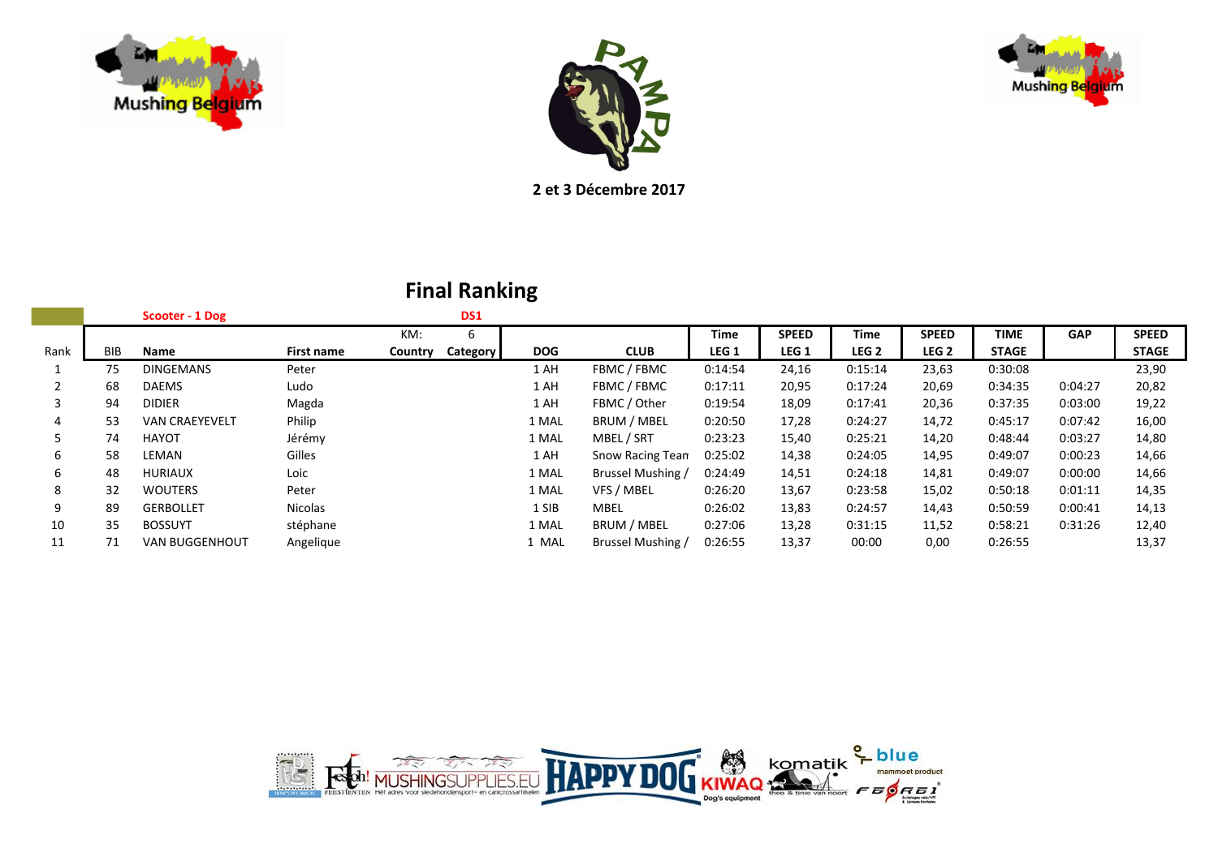**2 et 3 Décembre 2017**

# Final Ranking

**Scooter - 1 Dog** — **DS1**

| Rank | BIB | Name | First name | KM: Country | 6 Category | DOG | CLUB | Time LEG 1 | SPEED LEG 1 | Time LEG 2 | SPEED LEG 2 | TIME STAGE | GAP | SPEED STAGE |
|---|---|---|---|---|---|---|---|---|---|---|---|---|---|---|
| 1 | 75 | DINGEMANS | Peter | | | 1 AH | FBMC / FBMC | 0:14:54 | 24,16 | 0:15:14 | 23,63 | 0:30:08 | | 23,90 |
| 2 | 68 | DAEMS | Ludo | | | 1 AH | FBMC / FBMC | 0:17:11 | 20,95 | 0:17:24 | 20,69 | 0:34:35 | 0:04:27 | 20,82 |
| 3 | 94 | DIDIER | Magda | | | 1 AH | FBMC / Other | 0:19:54 | 18,09 | 0:17:41 | 20,36 | 0:37:35 | 0:03:00 | 19,22 |
| 4 | 53 | VAN CRAEYEVELT | Philip | | | 1 MAL | BRUM / MBEL | 0:20:50 | 17,28 | 0:24:27 | 14,72 | 0:45:17 | 0:07:42 | 16,00 |
| 5 | 74 | HAYOT | Jérémy | | | 1 MAL | MBEL / SRT | 0:23:23 | 15,40 | 0:25:21 | 14,20 | 0:48:44 | 0:03:27 | 14,80 |
| 6 | 58 | LEMAN | Gilles | | | 1 AH | Snow Racing Tean | 0:25:02 | 14,38 | 0:24:05 | 14,95 | 0:49:07 | 0:00:23 | 14,66 |
| 6 | 48 | HURIAUX | Loic | | | 1 MAL | Brussel Mushing / | 0:24:49 | 14,51 | 0:24:18 | 14,81 | 0:49:07 | 0:00:00 | 14,66 |
| 8 | 32 | WOUTERS | Peter | | | 1 MAL | VFS / MBEL | 0:26:20 | 13,67 | 0:23:58 | 15,02 | 0:50:18 | 0:01:11 | 14,35 |
| 9 | 89 | GERBOLLET | Nicolas | | | 1 SIB | MBEL | 0:26:02 | 13,83 | 0:24:57 | 14,43 | 0:50:59 | 0:00:41 | 14,13 |
| 10 | 35 | BOSSUYT | stéphane | | | 1 MAL | BRUM / MBEL | 0:27:06 | 13,28 | 0:31:15 | 11,52 | 0:58:21 | 0:31:26 | 12,40 |
| 11 | 71 | VAN BUGGENHOUT | Angelique | | | 1 MAL | Brussel Mushing / | 0:26:55 | 13,37 | 00:00 | 0,00 | 0:26:55 | | 13,37 |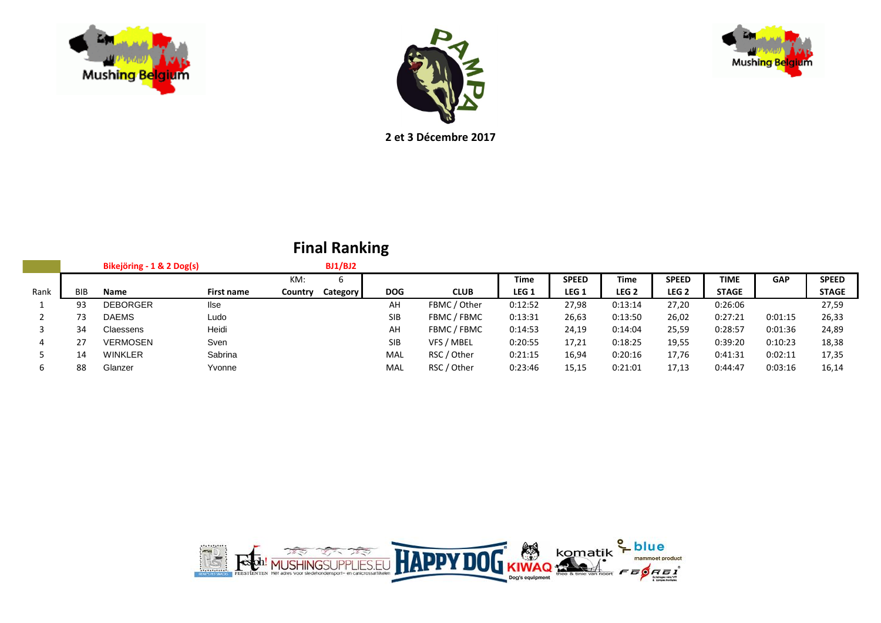2 et 3 Décembre 2017

## Final Ranking

**Bikejöring - 1 & 2 Dog(s)** **BJ1/BJ2**

| Rank | BIB | Name | First name | KM: Country | 6 Category | DOG | CLUB | Time LEG 1 | SPEED LEG 1 | Time LEG 2 | SPEED LEG 2 | TIME STAGE | GAP | SPEED STAGE |
|---|---|---|---|---|---|---|---|---|---|---|---|---|---|---|
| 1 | 93 | DEBORGER | Ilse | | | AH | FBMC / Other | 0:12:52 | 27,98 | 0:13:14 | 27,20 | 0:26:06 | | 27,59 |
| 2 | 73 | DAEMS | Ludo | | | SIB | FBMC / FBMC | 0:13:31 | 26,63 | 0:13:50 | 26,02 | 0:27:21 | 0:01:15 | 26,33 |
| 3 | 34 | Claessens | Heidi | | | AH | FBMC / FBMC | 0:14:53 | 24,19 | 0:14:04 | 25,59 | 0:28:57 | 0:01:36 | 24,89 |
| 4 | 27 | VERMOSEN | Sven | | | SIB | VFS / MBEL | 0:20:55 | 17,21 | 0:18:25 | 19,55 | 0:39:20 | 0:10:23 | 18,38 |
| 5 | 14 | WINKLER | Sabrina | | | MAL | RSC / Other | 0:21:15 | 16,94 | 0:20:16 | 17,76 | 0:41:31 | 0:02:11 | 17,35 |
| 6 | 88 | Glanzer | Yvonne | | | MAL | RSC / Other | 0:23:46 | 15,15 | 0:21:01 | 17,13 | 0:44:47 | 0:03:16 | 16,14 |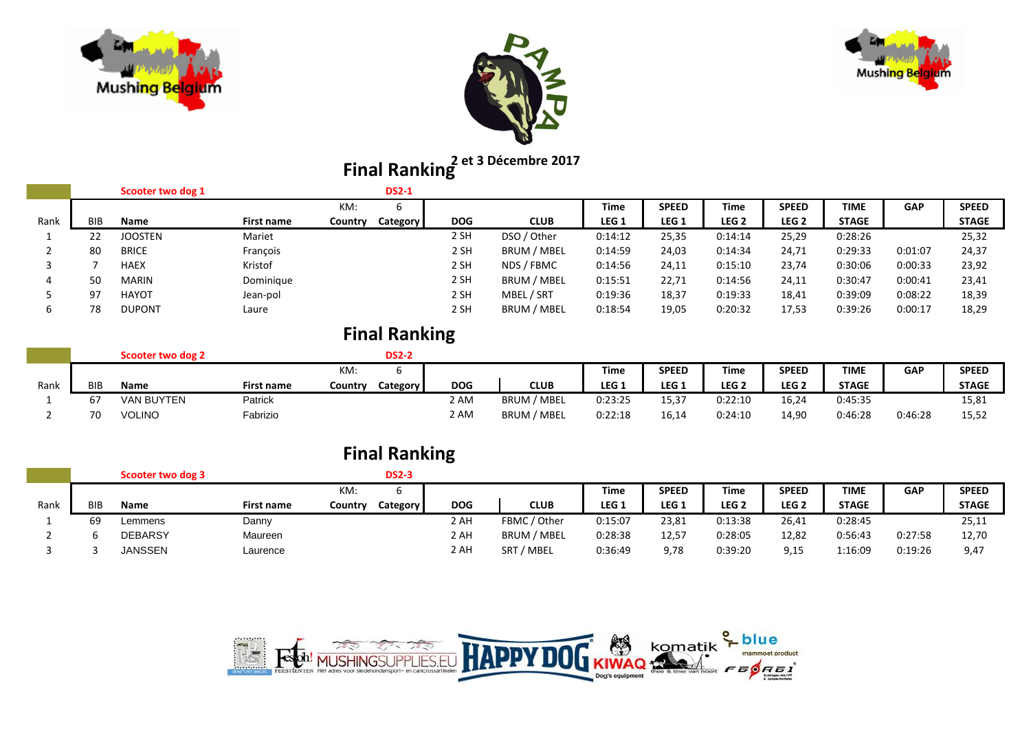# Final Ranking

**2 et 3 Décembre 2017**

**Scooter two dog 1** — **DS2-1**

| Rank | BIB | Name | First name | Country (KM: 6) | Category | DOG | CLUB | Time LEG 1 | SPEED LEG 1 | Time LEG 2 | SPEED LEG 2 | TIME STAGE | GAP | SPEED STAGE |
|---|---|---|---|---|---|---|---|---|---|---|---|---|---|---|
| 1 | 22 | JOOSTEN | Mariet | | | 2 SH | DSO / Other | 0:14:12 | 25,35 | 0:14:14 | 25,29 | 0:28:26 | | 25,32 |
| 2 | 80 | BRICE | François | | | 2 SH | BRUM / MBEL | 0:14:59 | 24,03 | 0:14:34 | 24,71 | 0:29:33 | 0:01:07 | 24,37 |
| 3 | 7 | HAEX | Kristof | | | 2 SH | NDS / FBMC | 0:14:56 | 24,11 | 0:15:10 | 23,74 | 0:30:06 | 0:00:33 | 23,92 |
| 4 | 50 | MARIN | Dominique | | | 2 SH | BRUM / MBEL | 0:15:51 | 22,71 | 0:14:56 | 24,11 | 0:30:47 | 0:00:41 | 23,41 |
| 5 | 97 | HAYOT | Jean-pol | | | 2 SH | MBEL / SRT | 0:19:36 | 18,37 | 0:19:33 | 18,41 | 0:39:09 | 0:08:22 | 18,39 |
| 6 | 78 | DUPONT | Laure | | | 2 SH | BRUM / MBEL | 0:18:54 | 19,05 | 0:20:32 | 17,53 | 0:39:26 | 0:00:17 | 18,29 |

# Final Ranking

**Scooter two dog 2** — **DS2-2**

| Rank | BIB | Name | First name | Country (KM: 6) | Category | DOG | CLUB | Time LEG 1 | SPEED LEG 1 | Time LEG 2 | SPEED LEG 2 | TIME STAGE | GAP | SPEED STAGE |
|---|---|---|---|---|---|---|---|---|---|---|---|---|---|---|
| 1 | 67 | VAN BUYTEN | Patrick | | | 2 AM | BRUM / MBEL | 0:23:25 | 15,37 | 0:22:10 | 16,24 | 0:45:35 | | 15,81 |
| 2 | 70 | VOLINO | Fabrizio | | | 2 AM | BRUM / MBEL | 0:22:18 | 16,14 | 0:24:10 | 14,90 | 0:46:28 | 0:46:28 | 15,52 |

# Final Ranking

**Scooter two dog 3** — **DS2-3**

| Rank | BIB | Name | First name | Country (KM: 6) | Category | DOG | CLUB | Time LEG 1 | SPEED LEG 1 | Time LEG 2 | SPEED LEG 2 | TIME STAGE | GAP | SPEED STAGE |
|---|---|---|---|---|---|---|---|---|---|---|---|---|---|---|
| 1 | 69 | Lemmens | Danny | | | 2 AH | FBMC / Other | 0:15:07 | 23,81 | 0:13:38 | 26,41 | 0:28:45 | | 25,11 |
| 2 | 6 | DEBARSY | Maureen | | | 2 AH | BRUM / MBEL | 0:28:38 | 12,57 | 0:28:05 | 12,82 | 0:56:43 | 0:27:58 | 12,70 |
| 3 | 3 | JANSSEN | Laurence | | | 2 AH | SRT / MBEL | 0:36:49 | 9,78 | 0:39:20 | 9,15 | 1:16:09 | 0:19:26 | 9,47 |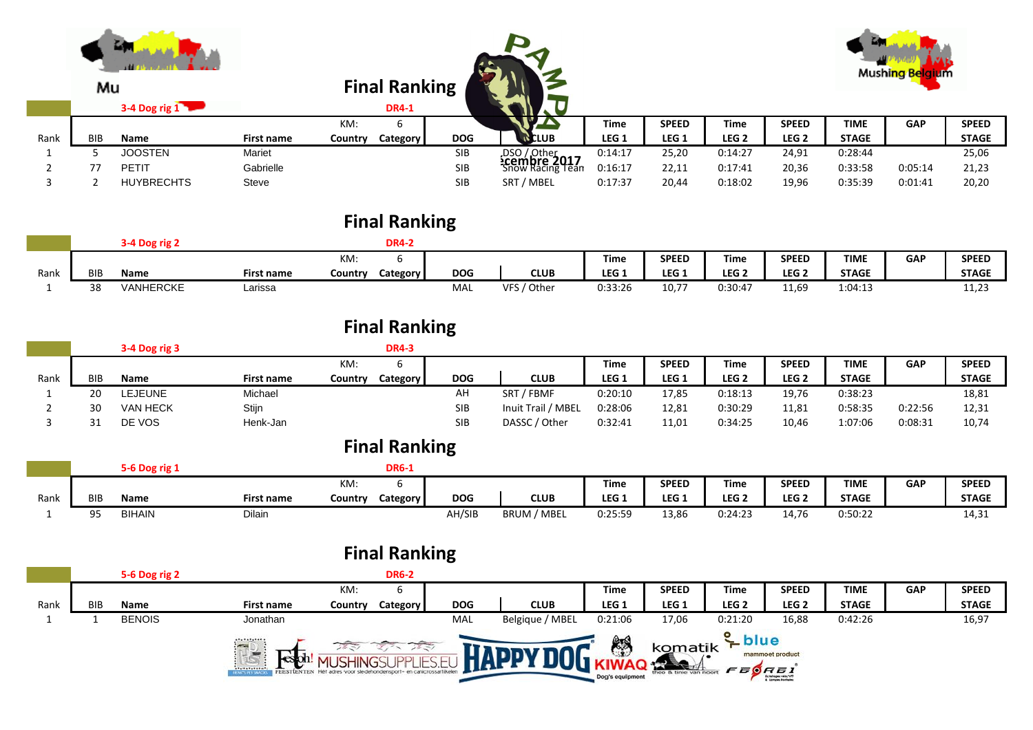## Final Ranking

**3-4 Dog rig 1** — **DR4-1**

| Rank | BIB | Name | First name | Country | Category | DOG | CLUB | Time LEG 1 | SPEED LEG 1 | Time LEG 2 | SPEED LEG 2 | TIME STAGE | GAP | SPEED STAGE |
|---|---|---|---|---|---|---|---|---|---|---|---|---|---|---|
| | | | | KM: | 6 | | | | | | | | | |
| 1 | 5 | JOOSTEN | Mariet | | | SIB | DSO / Other | 0:14:17 | 25,20 | 0:14:27 | 24,91 | 0:28:44 | | 25,06 |
| 2 | 77 | PETIT | Gabrielle | | | SIB | Snow Racing Team | 0:16:17 | 22,11 | 0:17:41 | 20,36 | 0:33:58 | 0:05:14 | 21,23 |
| 3 | 2 | HUYBRECHTS | Steve | | | SIB | SRT / MBEL | 0:17:37 | 20,44 | 0:18:02 | 19,96 | 0:35:39 | 0:01:41 | 20,20 |

## Final Ranking

**3-4 Dog rig 2** — **DR4-2**

| Rank | BIB | Name | First name | Country | Category | DOG | CLUB | Time LEG 1 | SPEED LEG 1 | Time LEG 2 | SPEED LEG 2 | TIME STAGE | GAP | SPEED STAGE |
|---|---|---|---|---|---|---|---|---|---|---|---|---|---|---|
| | | | | KM: | 6 | | | | | | | | | |
| 1 | 38 | VANHERCKE | Larissa | | | MAL | VFS / Other | 0:33:26 | 10,77 | 0:30:47 | 11,69 | 1:04:13 | | 11,23 |

## Final Ranking

**3-4 Dog rig 3** — **DR4-3**

| Rank | BIB | Name | First name | Country | Category | DOG | CLUB | Time LEG 1 | SPEED LEG 1 | Time LEG 2 | SPEED LEG 2 | TIME STAGE | GAP | SPEED STAGE |
|---|---|---|---|---|---|---|---|---|---|---|---|---|---|---|
| | | | | KM: | 6 | | | | | | | | | |
| 1 | 20 | LEJEUNE | Michael | | | AH | SRT / FBMF | 0:20:10 | 17,85 | 0:18:13 | 19,76 | 0:38:23 | | 18,81 |
| 2 | 30 | VAN HECK | Stijn | | | SIB | Inuit Trail / MBEL | 0:28:06 | 12,81 | 0:30:29 | 11,81 | 0:58:35 | 0:22:56 | 12,31 |
| 3 | 31 | DE VOS | Henk-Jan | | | SIB | DASSC / Other | 0:32:41 | 11,01 | 0:34:25 | 10,46 | 1:07:06 | 0:08:31 | 10,74 |

## Final Ranking

**5-6 Dog rig 1** — **DR6-1**

| Rank | BIB | Name | First name | Country | Category | DOG | CLUB | Time LEG 1 | SPEED LEG 1 | Time LEG 2 | SPEED LEG 2 | TIME STAGE | GAP | SPEED STAGE |
|---|---|---|---|---|---|---|---|---|---|---|---|---|---|---|
| | | | | KM: | 6 | | | | | | | | | |
| 1 | 95 | BIHAIN | Dilain | | | AH/SIB | BRUM / MBEL | 0:25:59 | 13,86 | 0:24:23 | 14,76 | 0:50:22 | | 14,31 |

## Final Ranking

**5-6 Dog rig 2** — **DR6-2**

| Rank | BIB | Name | First name | Country | Category | DOG | CLUB | Time LEG 1 | SPEED LEG 1 | Time LEG 2 | SPEED LEG 2 | TIME STAGE | GAP | SPEED STAGE |
|---|---|---|---|---|---|---|---|---|---|---|---|---|---|---|
| | | | | KM: | 6 | | | | | | | | | |
| 1 | 1 | BENOIS | Jonathan | | | MAL | Belgique / MBEL | 0:21:06 | 17,06 | 0:21:20 | 16,88 | 0:42:26 | | 16,97 |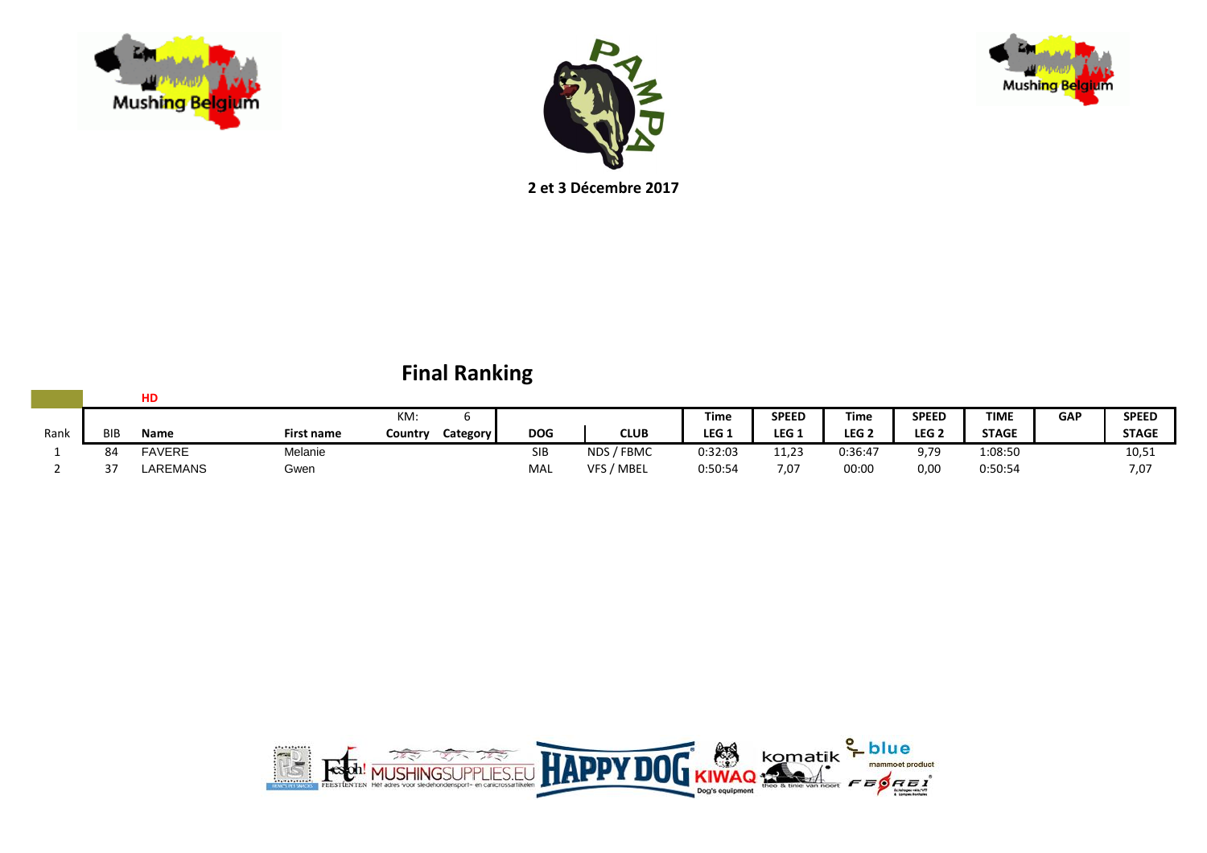2 et 3 Décembre 2017

## Final Ranking

HD

| Rank | BIB | Name | First name | KM: 6 Country | Category | DOG | CLUB | Time LEG 1 | SPEED LEG 1 | Time LEG 2 | SPEED LEG 2 | TIME STAGE | GAP | SPEED STAGE |
|---|---|---|---|---|---|---|---|---|---|---|---|---|---|---|
| 1 | 84 | FAVERE | Melanie | | | SIB | NDS / FBMC | 0:32:03 | 11,23 | 0:36:47 | 9,79 | 1:08:50 | | 10,51 |
| 2 | 37 | LAREMANS | Gwen | | | MAL | VFS / MBEL | 0:50:54 | 7,07 | 00:00 | 0,00 | 0:50:54 | | 7,07 |